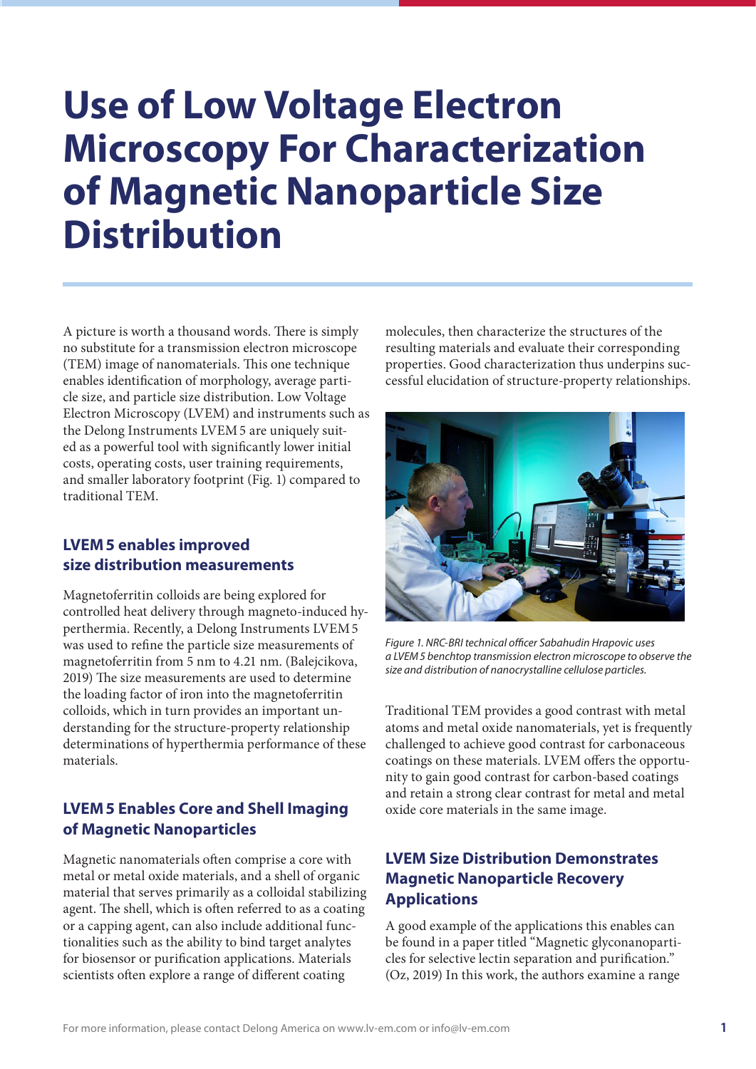# Use of Low Voltage Electron Microscopy For Characterization of Magnetic Nanoparticle Size Distribution

A picture is worth a thousand words. There is simply no substitute for a transmission electron microscope (TEM) image of nanomaterials. This one technique enables identification of morphology, average particle size, and particle size distribution. Low Voltage Electron Microscopy (LVEM) and instruments such as the Delong Instruments LVEM 5 are uniquely suited as a powerful tool with significantly lower initial costs, operating costs, user training requirements, and smaller laboratory footprint (Fig. 1) compared to traditional TEM.

## LVEM 5 enables improved size distribution measurements

Magnetoferritin colloids are being explored for controlled heat delivery through magneto-induced hyperthermia. Recently, a Delong Instruments LVEM 5 was used to refine the particle size measurements of magnetoferritin from 5 nm to 4.21 nm. (Balejcikova, 2019) The size measurements are used to determine the loading factor of iron into the magnetoferritin colloids, which in turn provides an important understanding for the structure-property relationship determinations of hyperthermia performance of these materials.

## LVEM 5 Enables Core and Shell Imaging of Magnetic Nanoparticles

Magnetic nanomaterials often comprise a core with metal or metal oxide materials, and a shell of organic material that serves primarily as a colloidal stabilizing agent. The shell, which is often referred to as a coating or a capping agent, can also include additional functionalities such as the ability to bind target analytes for biosensor or purification applications. Materials scientists often explore a range of different coating molecules, then characterize the structures of the resulting materials and evaluate their corresponding properties. Good characterization thus underpins successful elucidation of structure-property relationships.

*Figure 1. NRC-BRI technical officer Sabahudin Hrapovic uses a LVEM 5 benchtop transmission electron microscope to observe the size and distribution of nanocrystalline cellulose particles.*

Traditional TEM provides a good contrast with metal atoms and metal oxide nanomaterials, yet is frequently challenged to achieve good contrast for carbonaceous coatings on these materials. LVEM offers the opportunity to gain good contrast for carbon-based coatings and retain a strong clear contrast for metal and metal oxide core materials in the same image.

## LVEM Size Distribution Demonstrates Magnetic Nanoparticle Recovery Applications

A good example of the applications this enables can be found in a paper titled "Magnetic glyconanoparticles for selective lectin separation and purification." (Oz, 2019) In this work, the authors examine a range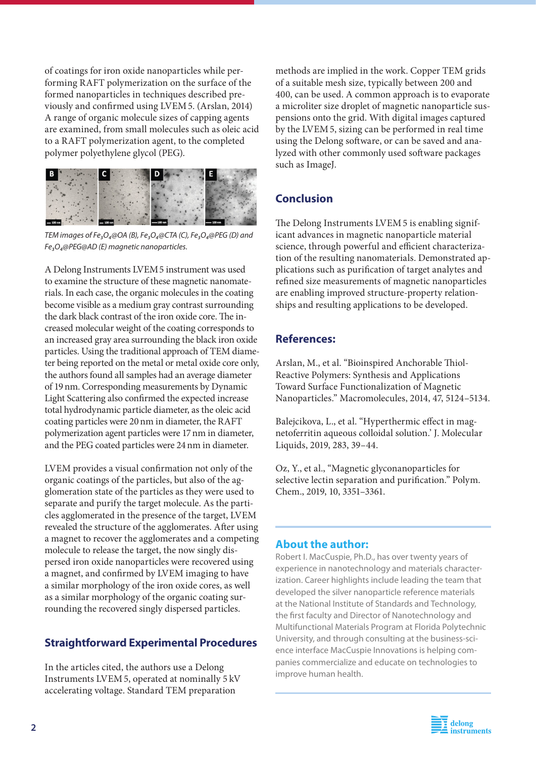of coatings for iron oxide nanoparticles while performing RAFT polymerization on the surface of the formed nanoparticles in techniques described previously and confirmed using LVEM 5. (Arslan, 2014) A range of organic molecule sizes of capping agents are examined, from small molecules such as oleic acid to a RAFT polymerization agent, to the completed polymer polyethylene glycol (PEG).

*TEM images of $Fe_3O_4$@OA (B), $Fe_3O_4$@CTA (C), $Fe_3O_4$@PEG (D) and $Fe_3O_4$@PEG@AD (E) magnetic nanoparticles.*

A Delong Instruments LVEM 5 instrument was used to examine the structure of these magnetic nanomaterials. In each case, the organic molecules in the coating become visible as a medium gray contrast surrounding the dark black contrast of the iron oxide core. The increased molecular weight of the coating corresponds to an increased gray area surrounding the black iron oxide particles. Using the traditional approach of TEM diameter being reported on the metal or metal oxide core only, the authors found all samples had an average diameter of 19 nm. Corresponding measurements by Dynamic Light Scattering also confirmed the expected increase total hydrodynamic particle diameter, as the oleic acid coating particles were 20 nm in diameter, the RAFT polymerization agent particles were 17 nm in diameter, and the PEG coated particles were 24 nm in diameter.

LVEM provides a visual confirmation not only of the organic coatings of the particles, but also of the agglomeration state of the particles as they were used to separate and purify the target molecule. As the particles agglomerated in the presence of the target, LVEM revealed the structure of the agglomerates. After using a magnet to recover the agglomerates and a competing molecule to release the target, the now singly dispersed iron oxide nanoparticles were recovered using a magnet, and confirmed by LVEM imaging to have a similar morphology of the iron oxide cores, as well as a similar morphology of the organic coating surrounding the recovered singly dispersed particles.

## Straightforward Experimental Procedures

In the articles cited, the authors use a Delong Instruments LVEM 5, operated at nominally 5 kV accelerating voltage. Standard TEM preparation methods are implied in the work. Copper TEM grids of a suitable mesh size, typically between 200 and 400, can be used. A common approach is to evaporate a microliter size droplet of magnetic nanoparticle suspensions onto the grid. With digital images captured by the LVEM 5, sizing can be performed in real time using the Delong software, or can be saved and analyzed with other commonly used software packages such as ImageJ.

## Conclusion

The Delong Instruments LVEM 5 is enabling significant advances in magnetic nanoparticle material science, through powerful and efficient characterization of the resulting nanomaterials. Demonstrated applications such as purification of target analytes and refined size measurements of magnetic nanoparticles are enabling improved structure-property relationships and resulting applications to be developed.

## References:

Arslan, M., et al. "Bioinspired Anchorable Thiol-Reactive Polymers: Synthesis and Applications Toward Surface Functionalization of Magnetic Nanoparticles." Macromolecules, 2014, 47, 5124–5134.

Balejcikova, L., et al. "Hyperthermic effect in magnetoferritin aqueous colloidal solution.' J. Molecular Liquids, 2019, 283, 39–44.

Oz, Y., et al., "Magnetic glyconanoparticles for selective lectin separation and purification." Polym. Chem., 2019, 10, 3351–3361.

## About the author:

Robert I. MacCuspie, Ph.D., has over twenty years of experience in nanotechnology and materials characterization. Career highlights include leading the team that developed the silver nanoparticle reference materials at the National Institute of Standards and Technology, the first faculty and Director of Nanotechnology and Multifunctional Materials Program at Florida Polytechnic University, and through consulting at the business-science interface MacCuspie Innovations is helping companies commercialize and educate on technologies to improve human health.